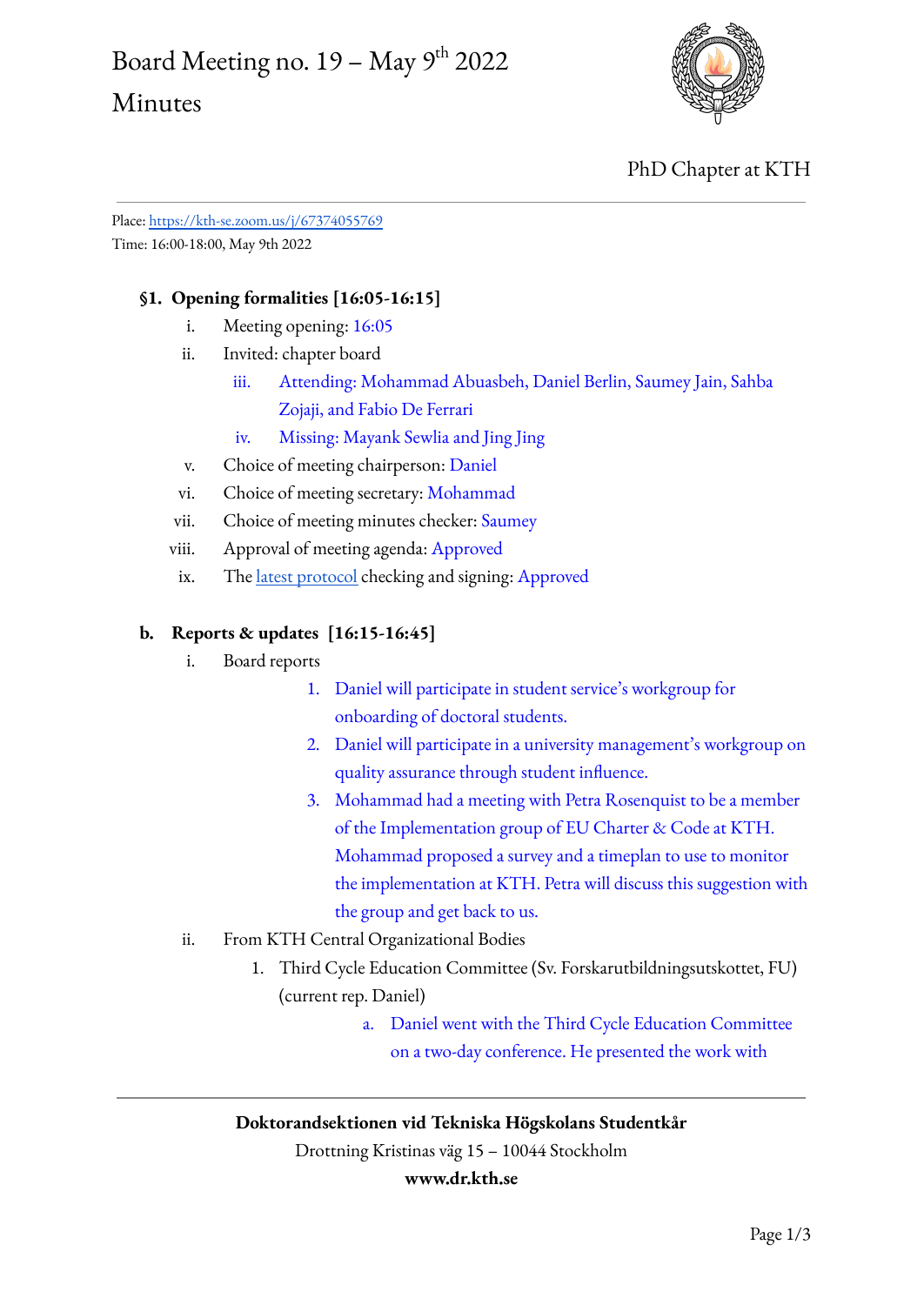# Board Meeting no. 19 – May 9th 2022

# Minutes

PhD Chapter at KTH

Place: https://kth-se.zoom.us/j/67374055769
Time: 16:00-18:00, May 9th 2022

### §1. Opening formalities [16:05-16:15]

i. Meeting opening: 16:05
ii. Invited: chapter board
iii. Attending: Mohammad Abuasbeh, Daniel Berlin, Saumey Jain, Sahba Zojaji, and Fabio De Ferrari
iv. Missing: Mayank Sewlia and Jing Jing
v. Choice of meeting chairperson: Daniel
vi. Choice of meeting secretary: Mohammad
vii. Choice of meeting minutes checker: Saumey
viii. Approval of meeting agenda: Approved
ix. The latest protocol checking and signing: Approved

### b. Reports & updates [16:15-16:45]

i. Board reports
   1. Daniel will participate in student service's workgroup for onboarding of doctoral students.
   2. Daniel will participate in a university management's workgroup on quality assurance through student influence.
   3. Mohammad had a meeting with Petra Rosenquist to be a member of the Implementation group of EU Charter & Code at KTH. Mohammad proposed a survey and a timeplan to use to monitor the implementation at KTH. Petra will discuss this suggestion with the group and get back to us.

ii. From KTH Central Organizational Bodies
   1. Third Cycle Education Committee (Sv. Forskarutbildningsutskottet, FU) (current rep. Daniel)
      a. Daniel went with the Third Cycle Education Committee on a two-day conference. He presented the work with

**Doktorandsektionen vid Tekniska Högskolans Studentkår**
Drottning Kristinas väg 15 – 10044 Stockholm
**www.dr.kth.se**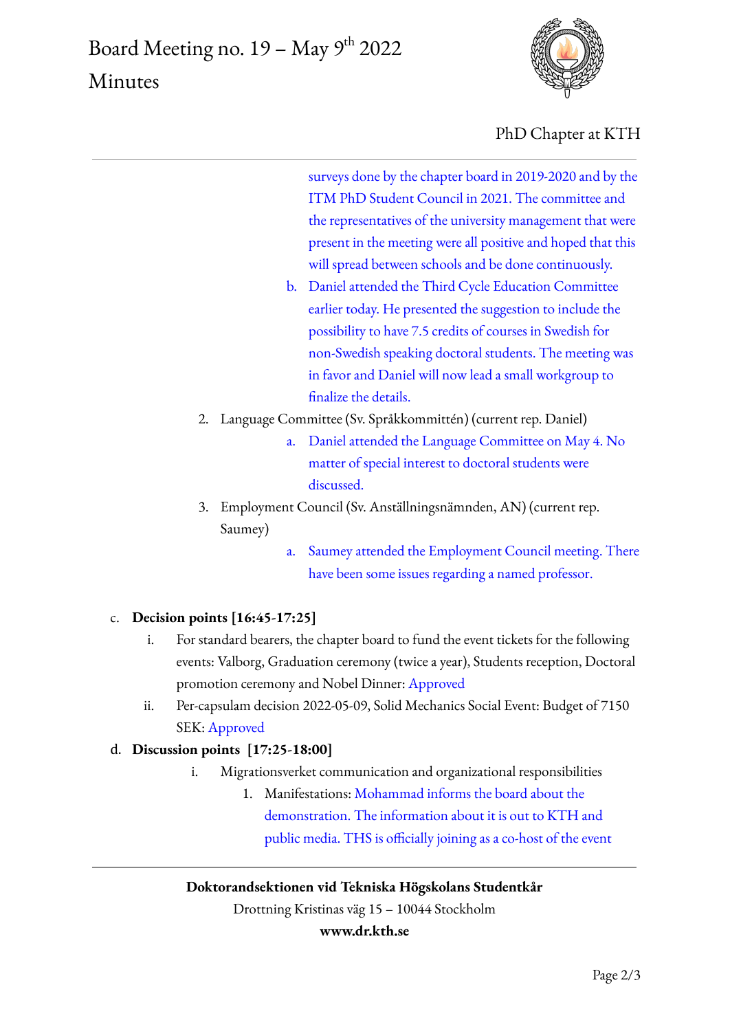surveys done by the chapter board in 2019-2020 and by the ITM PhD Student Council in 2021. The committee and the representatives of the university management that were present in the meeting were all positive and hoped that this will spread between schools and be done continuously.

b. Daniel attended the Third Cycle Education Committee earlier today. He presented the suggestion to include the possibility to have 7.5 credits of courses in Swedish for non-Swedish speaking doctoral students. The meeting was in favor and Daniel will now lead a small workgroup to finalize the details.

2. Language Committee (Sv. Språkkommittén) (current rep. Daniel)
   a. Daniel attended the Language Committee on May 4. No matter of special interest to doctoral students were discussed.
3. Employment Council (Sv. Anställningsnämnden, AN) (current rep. Saumey)
   a. Saumey attended the Employment Council meeting. There have been some issues regarding a named professor.

c. **Decision points [16:45-17:25]**

   i. For standard bearers, the chapter board to fund the event tickets for the following events: Valborg, Graduation ceremony (twice a year), Students reception, Doctoral promotion ceremony and Nobel Dinner: Approved

   ii. Per-capsulam decision 2022-05-09, Solid Mechanics Social Event: Budget of 7150 SEK: Approved

d. **Discussion points [17:25-18:00]**

   i. Migrationsverket communication and organizational responsibilities
      1. Manifestations: Mohammad informs the board about the demonstration. The information about it is out to KTH and public media. THS is officially joining as a co-host of the event

**Doktorandsektionen vid Tekniska Högskolans Studentkår**

Drottning Kristinas väg 15 – 10044 Stockholm

**www.dr.kth.se**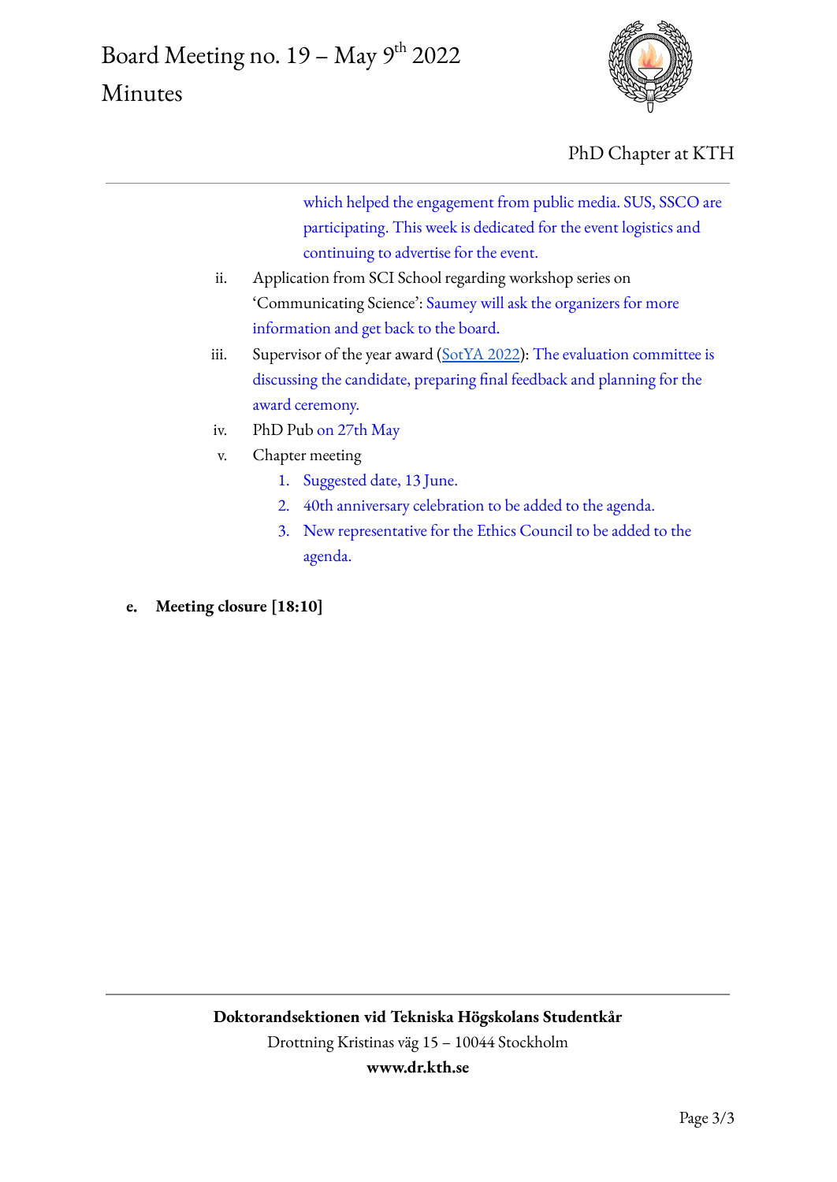which helped the engagement from public media. SUS, SSCO are participating. This week is dedicated for the event logistics and continuing to advertise for the event.

ii. Application from SCI School regarding workshop series on ‘Communicating Science’: Saumey will ask the organizers for more information and get back to the board.

iii. Supervisor of the year award (SotYA 2022): The evaluation committee is discussing the candidate, preparing final feedback and planning for the award ceremony.

iv. PhD Pub on 27th May

v. Chapter meeting
   1. Suggested date, 13 June.
   2. 40th anniversary celebration to be added to the agenda.
   3. New representative for the Ethics Council to be added to the agenda.

**e. Meeting closure [18:10]**

**Doktorandsektionen vid Tekniska Högskolans Studentkår**
Drottning Kristinas väg 15 – 10044 Stockholm
**www.dr.kth.se**